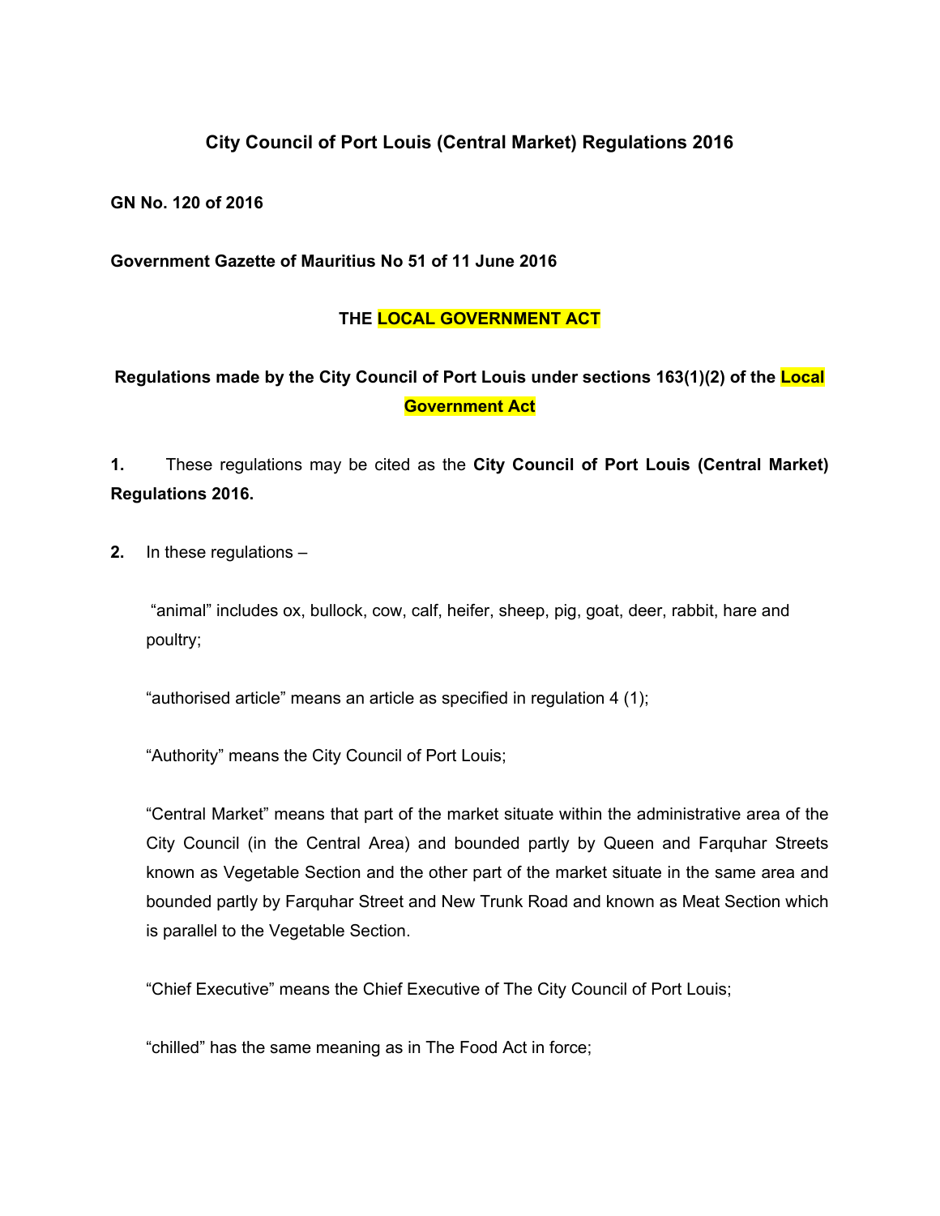# City Council of Port Louis (Central Market) Regulations 2016

**GN No. 120 of 2016**

**Government Gazette of Mauritius No 51 of 11 June 2016**

## THE LOCAL GOVERNMENT ACT

### Regulations made by the City Council of Port Louis under sections 163(1)(2) of the Local Government Act

**1.** These regulations may be cited as the **City Council of Port Louis (Central Market) Regulations 2016.**

**2.** In these regulations –

"animal" includes ox, bullock, cow, calf, heifer, sheep, pig, goat, deer, rabbit, hare and poultry;

"authorised article" means an article as specified in regulation 4 (1);

"Authority" means the City Council of Port Louis;

"Central Market" means that part of the market situate within the administrative area of the City Council (in the Central Area) and bounded partly by Queen and Farquhar Streets known as Vegetable Section and the other part of the market situate in the same area and bounded partly by Farquhar Street and New Trunk Road and known as Meat Section which is parallel to the Vegetable Section.

"Chief Executive" means the Chief Executive of The City Council of Port Louis;

"chilled" has the same meaning as in The Food Act in force;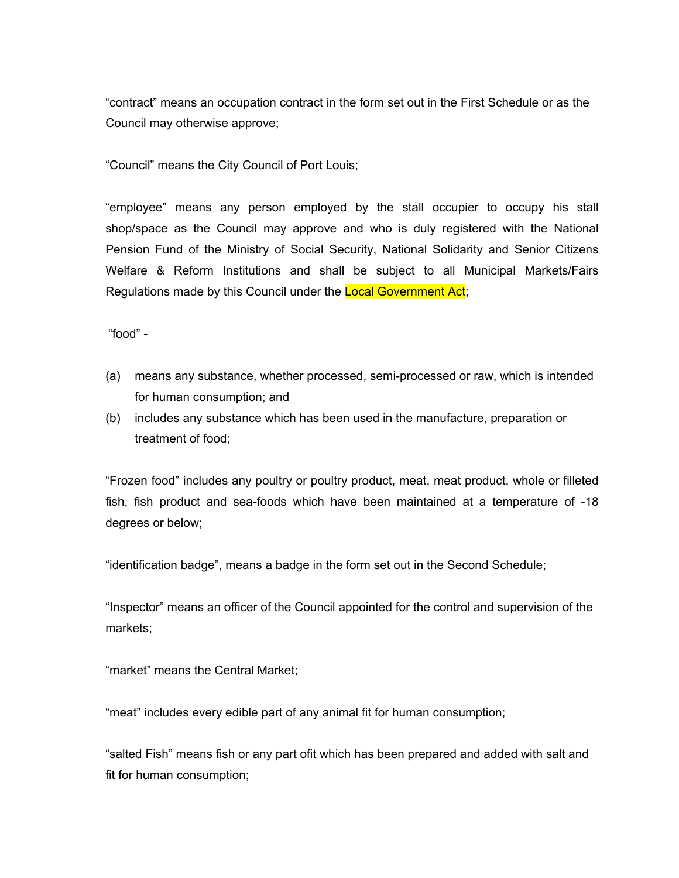"contract" means an occupation contract in the form set out in the First Schedule or as the Council may otherwise approve;

"Council" means the City Council of Port Louis;

"employee" means any person employed by the stall occupier to occupy his stall shop/space as the Council may approve and who is duly registered with the National Pension Fund of the Ministry of Social Security, National Solidarity and Senior Citizens Welfare & Reform Institutions and shall be subject to all Municipal Markets/Fairs Regulations made by this Council under the Local Government Act;

"food" -

(a) means any substance, whether processed, semi-processed or raw, which is intended for human consumption; and
(b) includes any substance which has been used in the manufacture, preparation or treatment of food;

"Frozen food" includes any poultry or poultry product, meat, meat product, whole or filleted fish, fish product and sea-foods which have been maintained at a temperature of -18 degrees or below;

"identification badge", means a badge in the form set out in the Second Schedule;

"Inspector" means an officer of the Council appointed for the control and supervision of the markets;

"market" means the Central Market;

"meat" includes every edible part of any animal fit for human consumption;

"salted Fish" means fish or any part ofit which has been prepared and added with salt and fit for human consumption;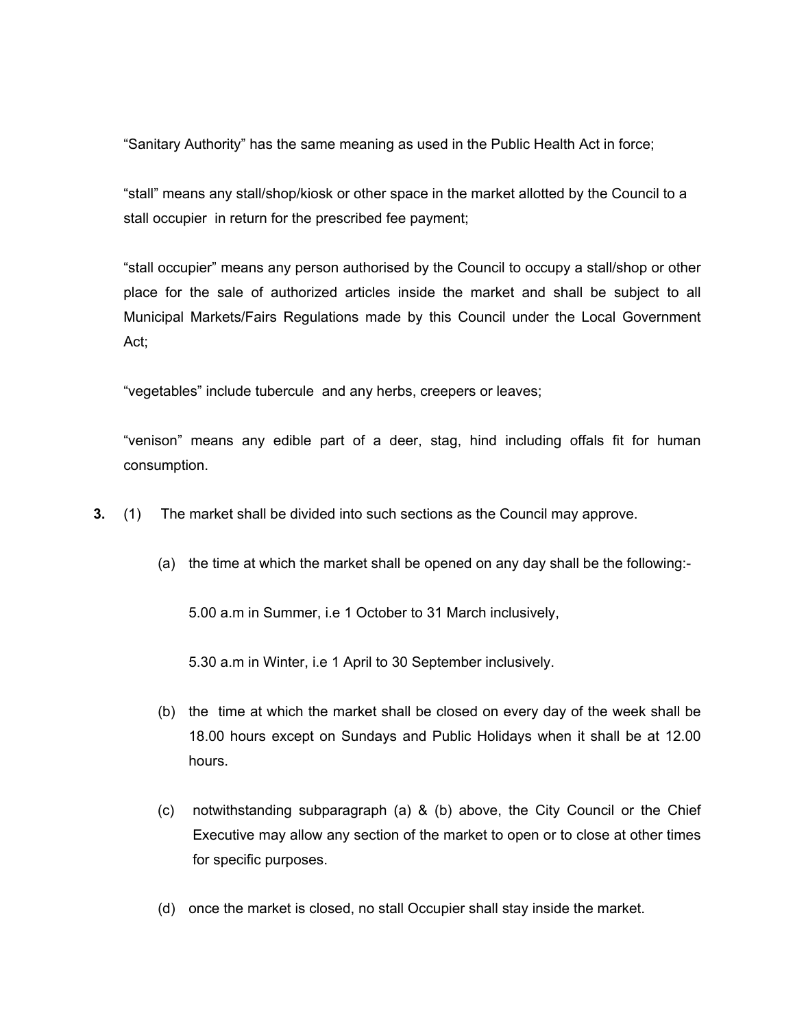“Sanitary Authority” has the same meaning as used in the Public Health Act in force;

“stall” means any stall/shop/kiosk or other space in the market allotted by the Council to a stall occupier in return for the prescribed fee payment;

“stall occupier” means any person authorised by the Council to occupy a stall/shop or other place for the sale of authorized articles inside the market and shall be subject to all Municipal Markets/Fairs Regulations made by this Council under the Local Government Act;

“vegetables” include tubercule and any herbs, creepers or leaves;

“venison” means any edible part of a deer, stag, hind including offals fit for human consumption.

**3.** (1) The market shall be divided into such sections as the Council may approve.

(a) the time at which the market shall be opened on any day shall be the following:-

5.00 a.m in Summer, i.e 1 October to 31 March inclusively,

5.30 a.m in Winter, i.e 1 April to 30 September inclusively.

(b) the time at which the market shall be closed on every day of the week shall be 18.00 hours except on Sundays and Public Holidays when it shall be at 12.00 hours.

(c) notwithstanding subparagraph (a) & (b) above, the City Council or the Chief Executive may allow any section of the market to open or to close at other times for specific purposes.

(d) once the market is closed, no stall Occupier shall stay inside the market.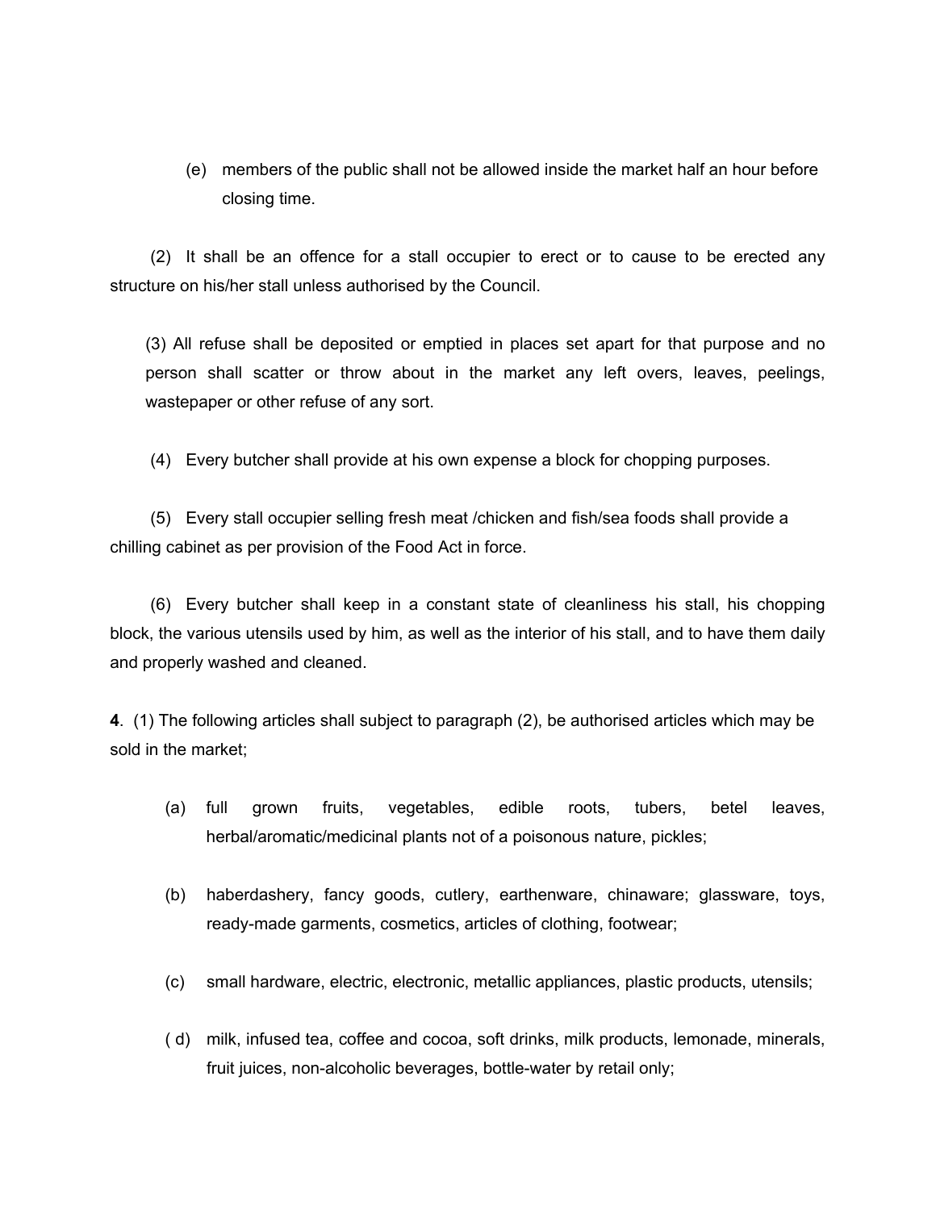(e) members of the public shall not be allowed inside the market half an hour before closing time.

(2) It shall be an offence for a stall occupier to erect or to cause to be erected any structure on his/her stall unless authorised by the Council.

(3) All refuse shall be deposited or emptied in places set apart for that purpose and no person shall scatter or throw about in the market any left overs, leaves, peelings, wastepaper or other refuse of any sort.

(4) Every butcher shall provide at his own expense a block for chopping purposes.

(5) Every stall occupier selling fresh meat /chicken and fish/sea foods shall provide a chilling cabinet as per provision of the Food Act in force.

(6) Every butcher shall keep in a constant state of cleanliness his stall, his chopping block, the various utensils used by him, as well as the interior of his stall, and to have them daily and properly washed and cleaned.

**4**. (1) The following articles shall subject to paragraph (2), be authorised articles which may be sold in the market;

(a) full grown fruits, vegetables, edible roots, tubers, betel leaves, herbal/aromatic/medicinal plants not of a poisonous nature, pickles;

(b) haberdashery, fancy goods, cutlery, earthenware, chinaware; glassware, toys, ready-made garments, cosmetics, articles of clothing, footwear;

(c) small hardware, electric, electronic, metallic appliances, plastic products, utensils;

( d) milk, infused tea, coffee and cocoa, soft drinks, milk products, lemonade, minerals, fruit juices, non-alcoholic beverages, bottle-water by retail only;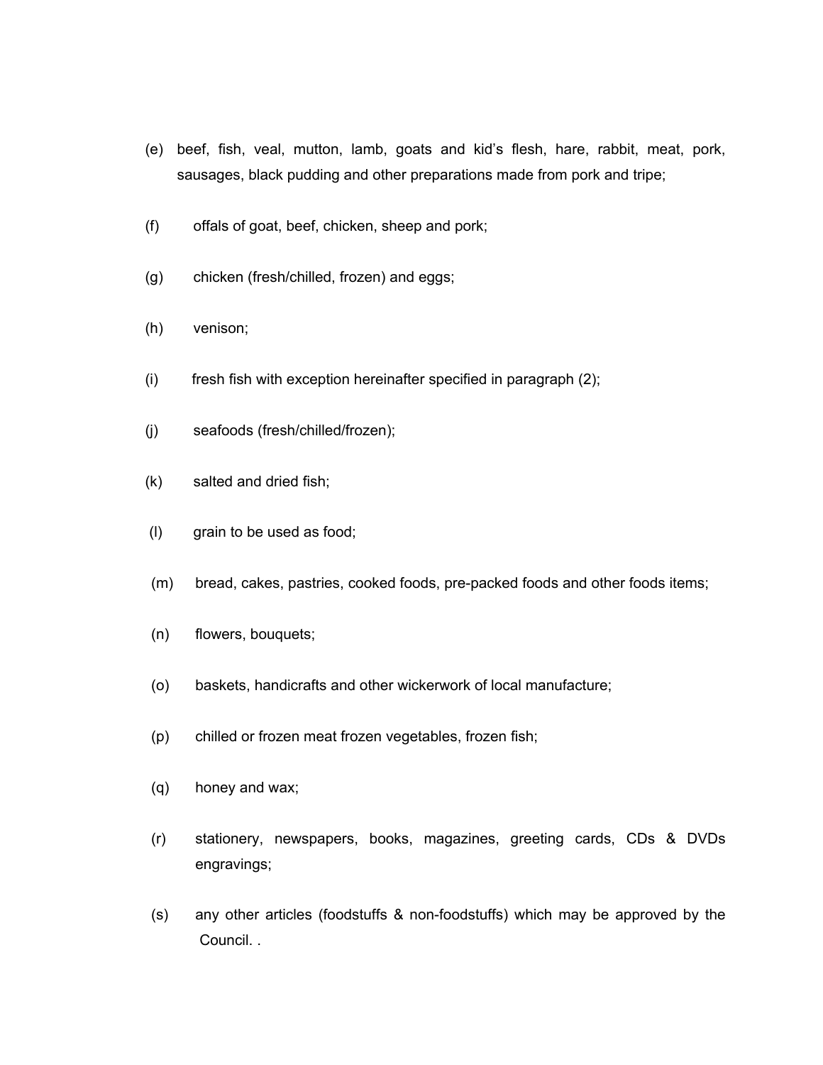(e) beef, fish, veal, mutton, lamb, goats and kid's flesh, hare, rabbit, meat, pork, sausages, black pudding and other preparations made from pork and tripe;

(f) offals of goat, beef, chicken, sheep and pork;

(g) chicken (fresh/chilled, frozen) and eggs;

(h) venison;

(i) fresh fish with exception hereinafter specified in paragraph (2);

(j) seafoods (fresh/chilled/frozen);

(k) salted and dried fish;

(l) grain to be used as food;

(m) bread, cakes, pastries, cooked foods, pre-packed foods and other foods items;

(n) flowers, bouquets;

(o) baskets, handicrafts and other wickerwork of local manufacture;

(p) chilled or frozen meat frozen vegetables, frozen fish;

(q) honey and wax;

(r) stationery, newspapers, books, magazines, greeting cards, CDs & DVDs engravings;

(s) any other articles (foodstuffs & non-foodstuffs) which may be approved by the Council. .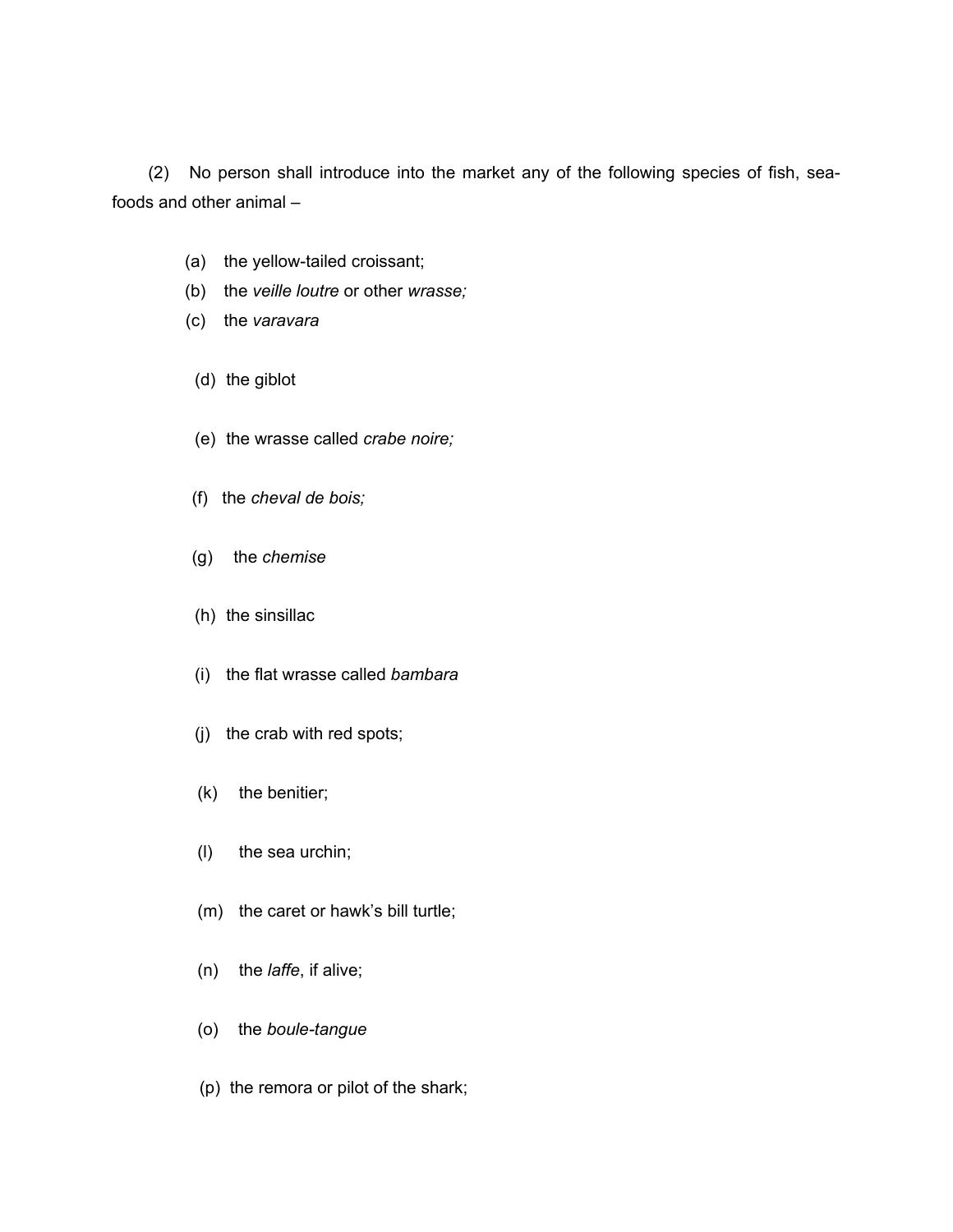(2) No person shall introduce into the market any of the following species of fish, sea-foods and other animal –

(a) the yellow-tailed croissant;

(b) the *veille loutre* or other *wrasse;*

(c) the *varavara*

(d) the giblot

(e) the wrasse called *crabe noire;*

(f) the *cheval de bois;*

(g) the *chemise*

(h) the sinsillac

(i) the flat wrasse called *bambara*

(j) the crab with red spots;

(k) the benitier;

(l) the sea urchin;

(m) the caret or hawk's bill turtle;

(n) the *laffe*, if alive;

(o) the *boule-tangue*

(p) the remora or pilot of the shark;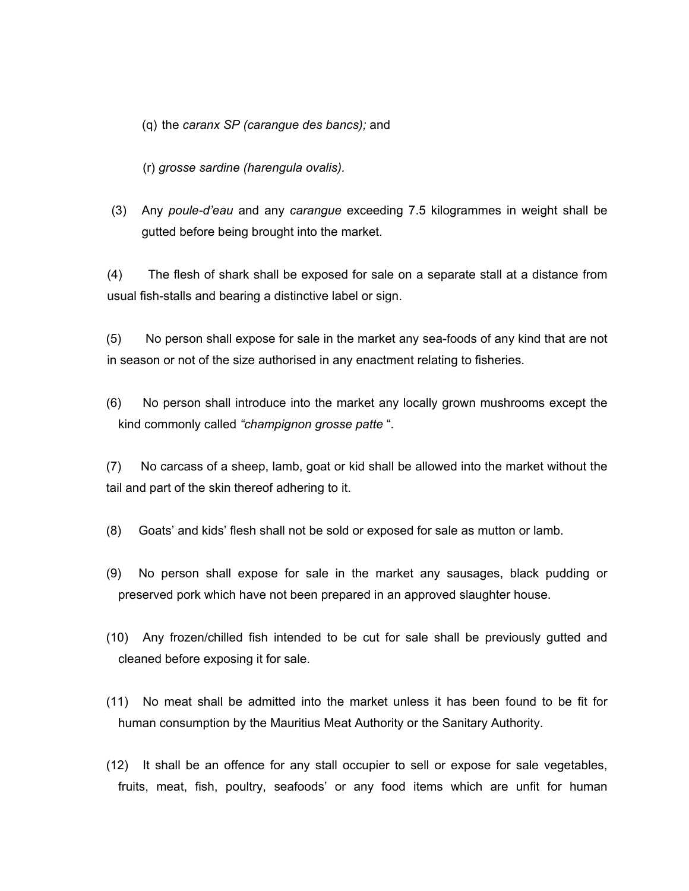(q) the *caranx SP (carangue des bancs);* and

(r) *grosse sardine (harengula ovalis).*

(3) Any *poule-d'eau* and any *carangue* exceeding 7.5 kilogrammes in weight shall be gutted before being brought into the market.

(4) The flesh of shark shall be exposed for sale on a separate stall at a distance from usual fish-stalls and bearing a distinctive label or sign.

(5) No person shall expose for sale in the market any sea-foods of any kind that are not in season or not of the size authorised in any enactment relating to fisheries.

(6) No person shall introduce into the market any locally grown mushrooms except the kind commonly called *"champignon grosse patte* ".

(7) No carcass of a sheep, lamb, goat or kid shall be allowed into the market without the tail and part of the skin thereof adhering to it.

(8) Goats' and kids' flesh shall not be sold or exposed for sale as mutton or lamb.

(9) No person shall expose for sale in the market any sausages, black pudding or preserved pork which have not been prepared in an approved slaughter house.

(10) Any frozen/chilled fish intended to be cut for sale shall be previously gutted and cleaned before exposing it for sale.

(11) No meat shall be admitted into the market unless it has been found to be fit for human consumption by the Mauritius Meat Authority or the Sanitary Authority.

(12) It shall be an offence for any stall occupier to sell or expose for sale vegetables, fruits, meat, fish, poultry, seafoods' or any food items which are unfit for human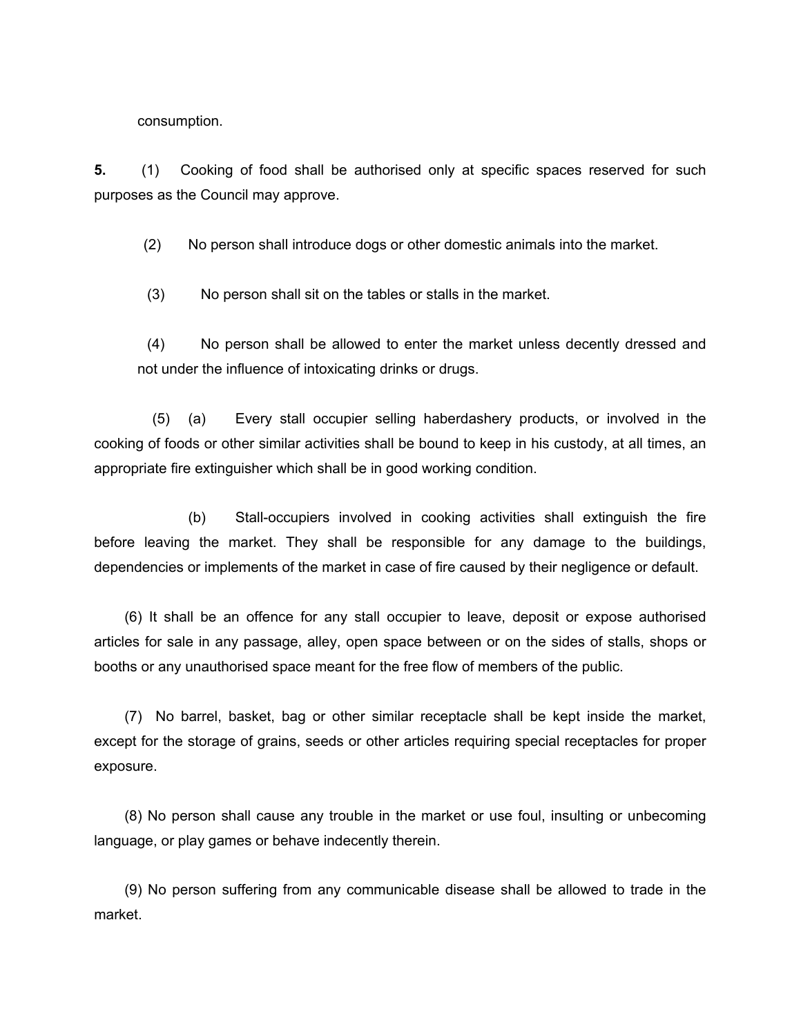consumption.

**5.** (1) Cooking of food shall be authorised only at specific spaces reserved for such purposes as the Council may approve.

(2) No person shall introduce dogs or other domestic animals into the market.

(3) No person shall sit on the tables or stalls in the market.

(4) No person shall be allowed to enter the market unless decently dressed and not under the influence of intoxicating drinks or drugs.

(5) (a) Every stall occupier selling haberdashery products, or involved in the cooking of foods or other similar activities shall be bound to keep in his custody, at all times, an appropriate fire extinguisher which shall be in good working condition.

(b) Stall-occupiers involved in cooking activities shall extinguish the fire before leaving the market. They shall be responsible for any damage to the buildings, dependencies or implements of the market in case of fire caused by their negligence or default.

(6) It shall be an offence for any stall occupier to leave, deposit or expose authorised articles for sale in any passage, alley, open space between or on the sides of stalls, shops or booths or any unauthorised space meant for the free flow of members of the public.

(7) No barrel, basket, bag or other similar receptacle shall be kept inside the market, except for the storage of grains, seeds or other articles requiring special receptacles for proper exposure.

(8) No person shall cause any trouble in the market or use foul, insulting or unbecoming language, or play games or behave indecently therein.

(9) No person suffering from any communicable disease shall be allowed to trade in the market.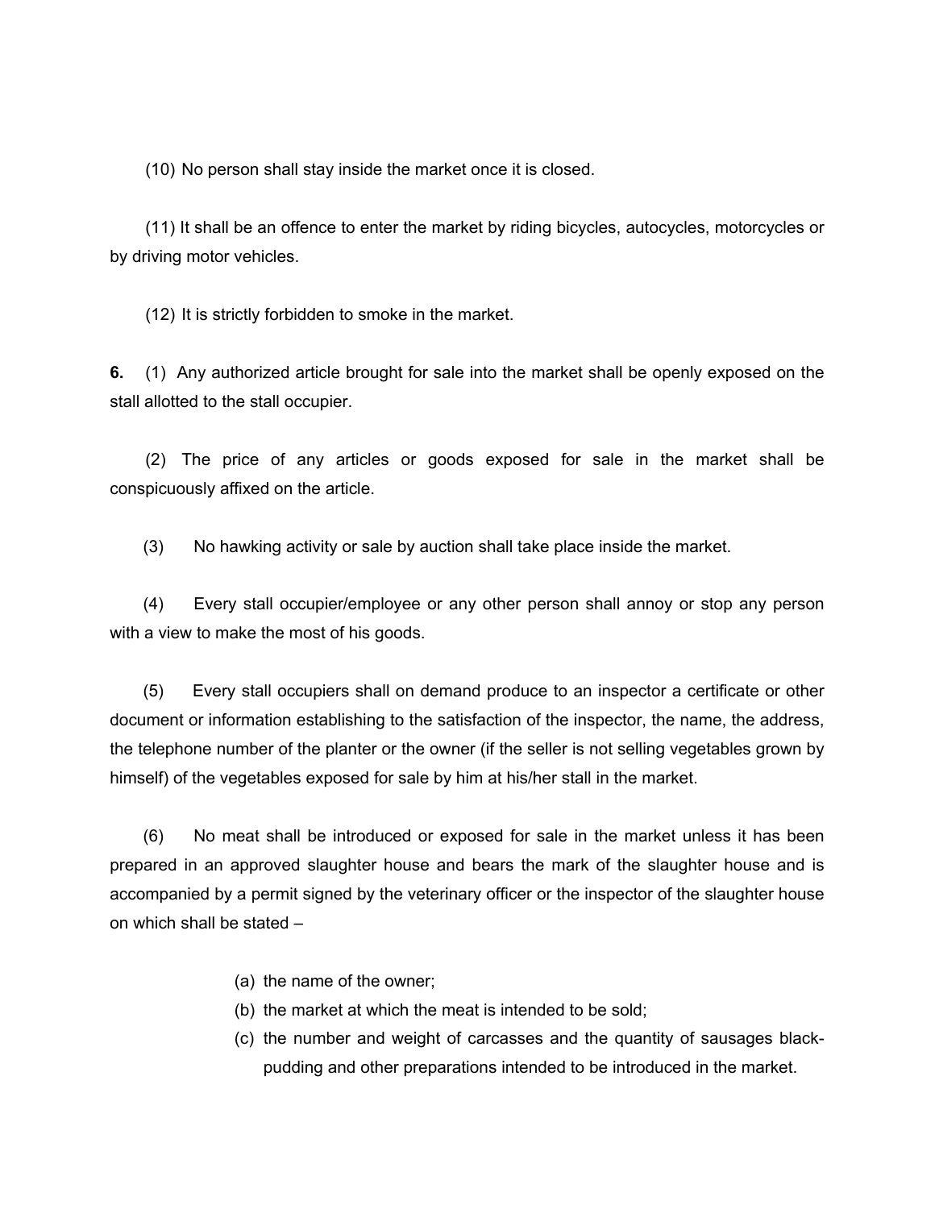(10) No person shall stay inside the market once it is closed.

(11) It shall be an offence to enter the market by riding bicycles, autocycles, motorcycles or by driving motor vehicles.

(12) It is strictly forbidden to smoke in the market.

**6.** (1) Any authorized article brought for sale into the market shall be openly exposed on the stall allotted to the stall occupier.

(2) The price of any articles or goods exposed for sale in the market shall be conspicuously affixed on the article.

(3) No hawking activity or sale by auction shall take place inside the market.

(4) Every stall occupier/employee or any other person shall annoy or stop any person with a view to make the most of his goods.

(5) Every stall occupiers shall on demand produce to an inspector a certificate or other document or information establishing to the satisfaction of the inspector, the name, the address, the telephone number of the planter or the owner (if the seller is not selling vegetables grown by himself) of the vegetables exposed for sale by him at his/her stall in the market.

(6) No meat shall be introduced or exposed for sale in the market unless it has been prepared in an approved slaughter house and bears the mark of the slaughter house and is accompanied by a permit signed by the veterinary officer or the inspector of the slaughter house on which shall be stated –

(a) the name of the owner;
(b) the market at which the meat is intended to be sold;
(c) the number and weight of carcasses and the quantity of sausages black-pudding and other preparations intended to be introduced in the market.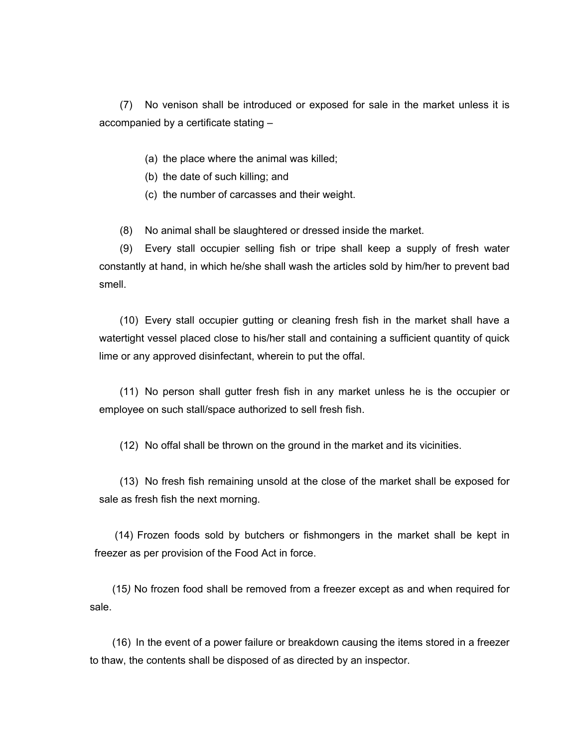(7) No venison shall be introduced or exposed for sale in the market unless it is accompanied by a certificate stating –

(a) the place where the animal was killed;
(b) the date of such killing; and
(c) the number of carcasses and their weight.

(8) No animal shall be slaughtered or dressed inside the market.

(9) Every stall occupier selling fish or tripe shall keep a supply of fresh water constantly at hand, in which he/she shall wash the articles sold by him/her to prevent bad smell.

(10) Every stall occupier gutting or cleaning fresh fish in the market shall have a watertight vessel placed close to his/her stall and containing a sufficient quantity of quick lime or any approved disinfectant, wherein to put the offal.

(11) No person shall gutter fresh fish in any market unless he is the occupier or employee on such stall/space authorized to sell fresh fish.

(12) No offal shall be thrown on the ground in the market and its vicinities.

(13) No fresh fish remaining unsold at the close of the market shall be exposed for sale as fresh fish the next morning.

(14) Frozen foods sold by butchers or fishmongers in the market shall be kept in freezer as per provision of the Food Act in force.

(15) No frozen food shall be removed from a freezer except as and when required for sale.

(16) In the event of a power failure or breakdown causing the items stored in a freezer to thaw, the contents shall be disposed of as directed by an inspector.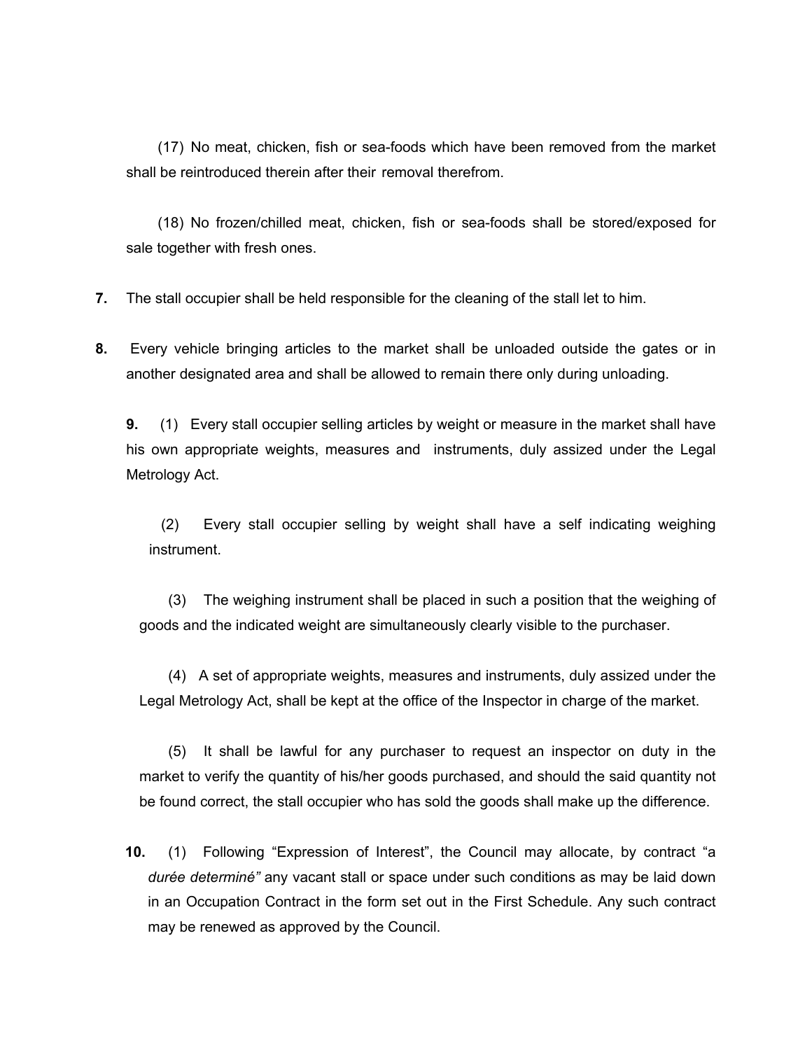(17) No meat, chicken, fish or sea-foods which have been removed from the market shall be reintroduced therein after their removal therefrom.

(18) No frozen/chilled meat, chicken, fish or sea-foods shall be stored/exposed for sale together with fresh ones.

**7.** The stall occupier shall be held responsible for the cleaning of the stall let to him.

**8.** Every vehicle bringing articles to the market shall be unloaded outside the gates or in another designated area and shall be allowed to remain there only during unloading.

**9.** (1) Every stall occupier selling articles by weight or measure in the market shall have his own appropriate weights, measures and instruments, duly assized under the Legal Metrology Act.

(2) Every stall occupier selling by weight shall have a self indicating weighing instrument.

(3) The weighing instrument shall be placed in such a position that the weighing of goods and the indicated weight are simultaneously clearly visible to the purchaser.

(4) A set of appropriate weights, measures and instruments, duly assized under the Legal Metrology Act, shall be kept at the office of the Inspector in charge of the market.

(5) It shall be lawful for any purchaser to request an inspector on duty in the market to verify the quantity of his/her goods purchased, and should the said quantity not be found correct, the stall occupier who has sold the goods shall make up the difference.

**10.** (1) Following "Expression of Interest", the Council may allocate, by contract "a *durée determiné"* any vacant stall or space under such conditions as may be laid down in an Occupation Contract in the form set out in the First Schedule. Any such contract may be renewed as approved by the Council.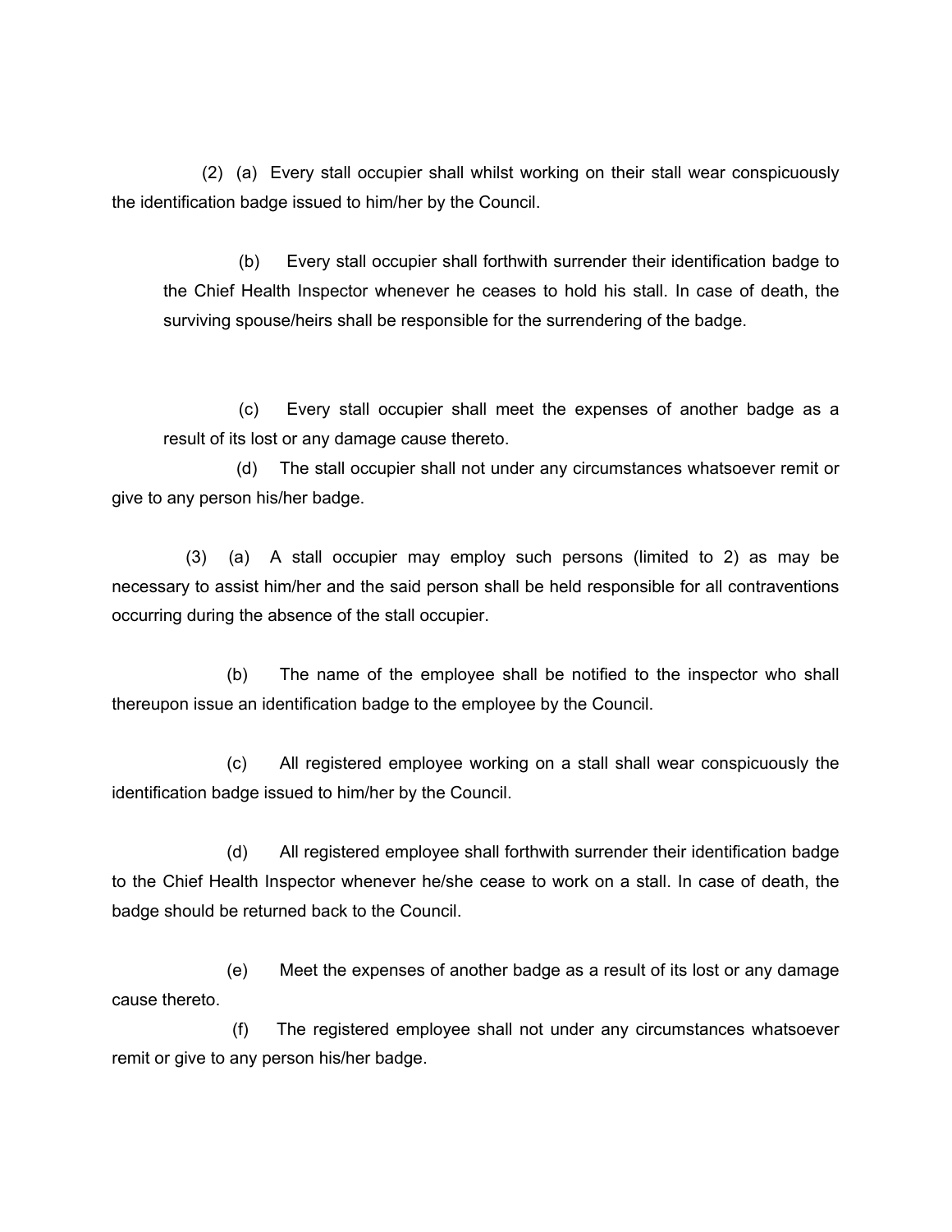(2) (a) Every stall occupier shall whilst working on their stall wear conspicuously the identification badge issued to him/her by the Council.

(b) Every stall occupier shall forthwith surrender their identification badge to the Chief Health Inspector whenever he ceases to hold his stall. In case of death, the surviving spouse/heirs shall be responsible for the surrendering of the badge.

(c) Every stall occupier shall meet the expenses of another badge as a result of its lost or any damage cause thereto.

(d) The stall occupier shall not under any circumstances whatsoever remit or give to any person his/her badge.

(3) (a) A stall occupier may employ such persons (limited to 2) as may be necessary to assist him/her and the said person shall be held responsible for all contraventions occurring during the absence of the stall occupier.

(b) The name of the employee shall be notified to the inspector who shall thereupon issue an identification badge to the employee by the Council.

(c) All registered employee working on a stall shall wear conspicuously the identification badge issued to him/her by the Council.

(d) All registered employee shall forthwith surrender their identification badge to the Chief Health Inspector whenever he/she cease to work on a stall. In case of death, the badge should be returned back to the Council.

(e) Meet the expenses of another badge as a result of its lost or any damage cause thereto.

(f) The registered employee shall not under any circumstances whatsoever remit or give to any person his/her badge.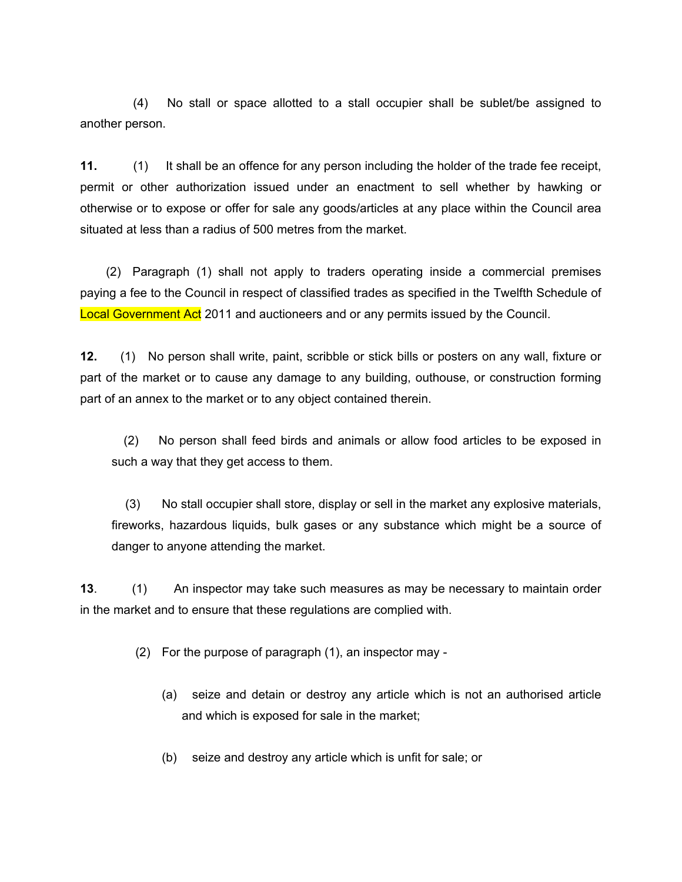(4) No stall or space allotted to a stall occupier shall be sublet/be assigned to another person.

**11.** (1) It shall be an offence for any person including the holder of the trade fee receipt, permit or other authorization issued under an enactment to sell whether by hawking or otherwise or to expose or offer for sale any goods/articles at any place within the Council area situated at less than a radius of 500 metres from the market.

(2) Paragraph (1) shall not apply to traders operating inside a commercial premises paying a fee to the Council in respect of classified trades as specified in the Twelfth Schedule of Local Government Act 2011 and auctioneers and or any permits issued by the Council.

**12.** (1) No person shall write, paint, scribble or stick bills or posters on any wall, fixture or part of the market or to cause any damage to any building, outhouse, or construction forming part of an annex to the market or to any object contained therein.

(2) No person shall feed birds and animals or allow food articles to be exposed in such a way that they get access to them.

(3) No stall occupier shall store, display or sell in the market any explosive materials, fireworks, hazardous liquids, bulk gases or any substance which might be a source of danger to anyone attending the market.

**13**. (1) An inspector may take such measures as may be necessary to maintain order in the market and to ensure that these regulations are complied with.

(2) For the purpose of paragraph (1), an inspector may -

(a) seize and detain or destroy any article which is not an authorised article and which is exposed for sale in the market;

(b) seize and destroy any article which is unfit for sale; or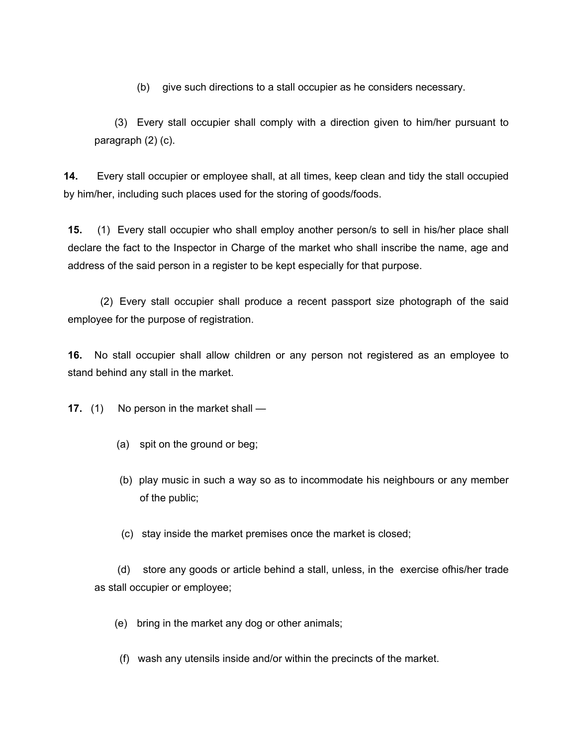(b) give such directions to a stall occupier as he considers necessary.

(3) Every stall occupier shall comply with a direction given to him/her pursuant to paragraph (2) (c).

**14.** Every stall occupier or employee shall, at all times, keep clean and tidy the stall occupied by him/her, including such places used for the storing of goods/foods.

**15.** (1) Every stall occupier who shall employ another person/s to sell in his/her place shall declare the fact to the Inspector in Charge of the market who shall inscribe the name, age and address of the said person in a register to be kept especially for that purpose.

(2) Every stall occupier shall produce a recent passport size photograph of the said employee for the purpose of registration.

**16.** No stall occupier shall allow children or any person not registered as an employee to stand behind any stall in the market.

**17.** (1) No person in the market shall —

(a) spit on the ground or beg;

(b) play music in such a way so as to incommodate his neighbours or any member of the public;

(c) stay inside the market premises once the market is closed;

(d) store any goods or article behind a stall, unless, in the exercise ofhis/her trade as stall occupier or employee;

(e) bring in the market any dog or other animals;

(f) wash any utensils inside and/or within the precincts of the market.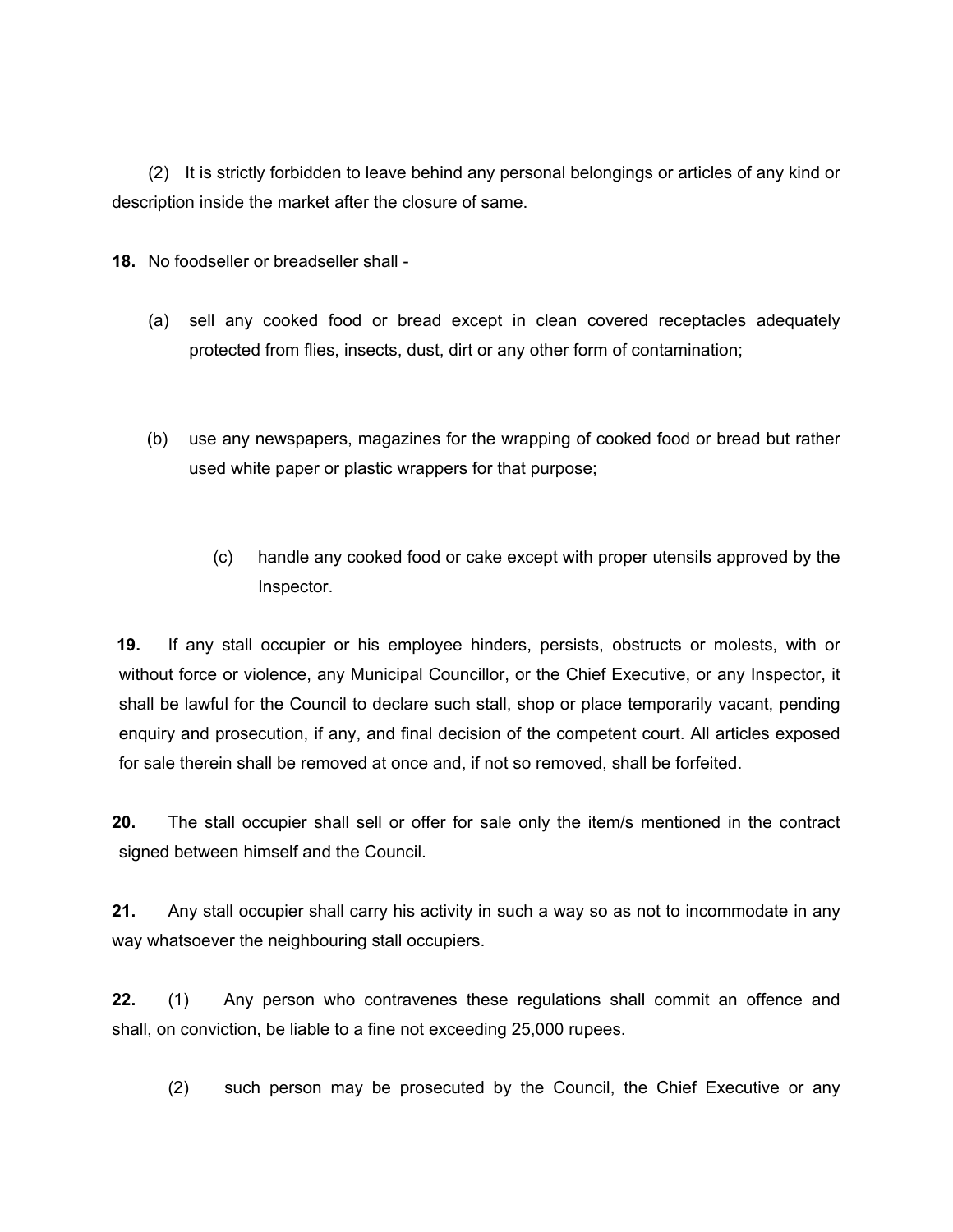(2) It is strictly forbidden to leave behind any personal belongings or articles of any kind or description inside the market after the closure of same.

**18.** No foodseller or breadseller shall -

(a) sell any cooked food or bread except in clean covered receptacles adequately protected from flies, insects, dust, dirt or any other form of contamination;

(b) use any newspapers, magazines for the wrapping of cooked food or bread but rather used white paper or plastic wrappers for that purpose;

(c) handle any cooked food or cake except with proper utensils approved by the Inspector.

**19.** If any stall occupier or his employee hinders, persists, obstructs or molests, with or without force or violence, any Municipal Councillor, or the Chief Executive, or any Inspector, it shall be lawful for the Council to declare such stall, shop or place temporarily vacant, pending enquiry and prosecution, if any, and final decision of the competent court. All articles exposed for sale therein shall be removed at once and, if not so removed, shall be forfeited.

**20.** The stall occupier shall sell or offer for sale only the item/s mentioned in the contract signed between himself and the Council.

**21.** Any stall occupier shall carry his activity in such a way so as not to incommodate in any way whatsoever the neighbouring stall occupiers.

**22.** (1) Any person who contravenes these regulations shall commit an offence and shall, on conviction, be liable to a fine not exceeding 25,000 rupees.

(2) such person may be prosecuted by the Council, the Chief Executive or any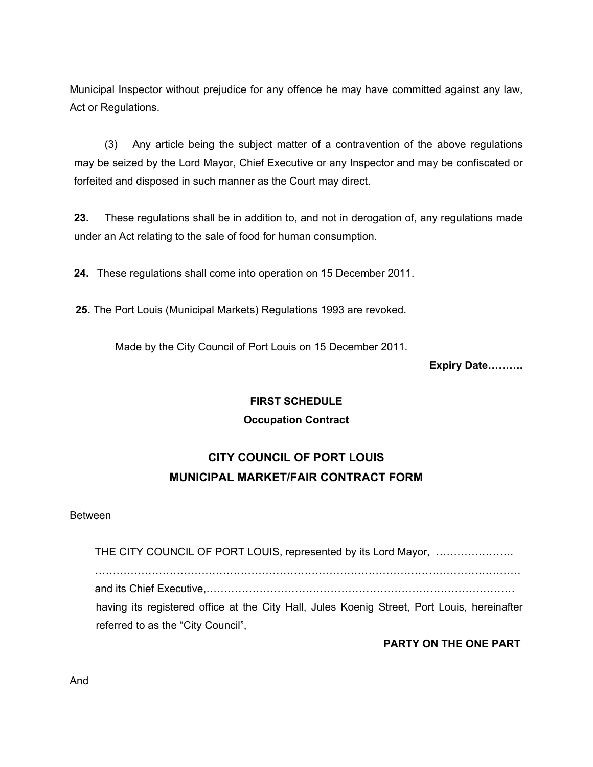Municipal Inspector without prejudice for any offence he may have committed against any law, Act or Regulations.

(3) Any article being the subject matter of a contravention of the above regulations may be seized by the Lord Mayor, Chief Executive or any Inspector and may be confiscated or forfeited and disposed in such manner as the Court may direct.

**23.** These regulations shall be in addition to, and not in derogation of, any regulations made under an Act relating to the sale of food for human consumption.

**24.** These regulations shall come into operation on 15 December 2011.

**25.** The Port Louis (Municipal Markets) Regulations 1993 are revoked.

Made by the City Council of Port Louis on 15 December 2011.

**Expiry Date……….**

**FIRST SCHEDULE**

**Occupation Contract**

## CITY COUNCIL OF PORT LOUIS
## MUNICIPAL MARKET/FAIR CONTRACT FORM

Between

THE CITY COUNCIL OF PORT LOUIS, represented by its Lord Mayor, ………………….
……………………………………………………………………………………………………
and its Chief Executive,………………………………………………………………………
having its registered office at the City Hall, Jules Koenig Street, Port Louis, hereinafter referred to as the "City Council",

**PARTY ON THE ONE PART**

And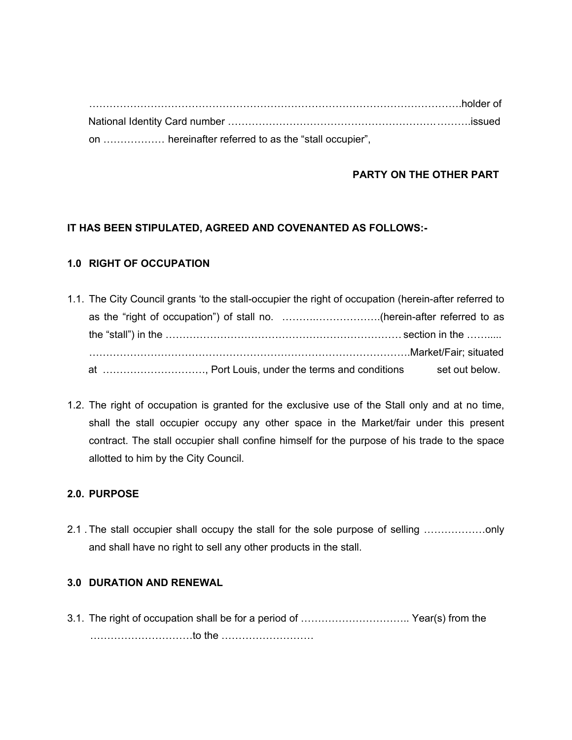…………………………………………………………………………………………………….holder of National Identity Card number ……………………………………………………….……….issued on ……………… hereinafter referred to as the “stall occupier”,

**PARTY ON THE OTHER PART**

**IT HAS BEEN STIPULATED, AGREED AND COVENANTED AS FOLLOWS:-**

**1.0 RIGHT OF OCCUPATION**

1.1. The City Council grants ‘to the stall-occupier the right of occupation (herein-after referred to as the “right of occupation”) of stall no. ……….………………(herein-after referred to as the “stall”) in the …………………………………………………………… section in the …….... ………………………………………………………………………………….Market/Fair; situated at …………………………, Port Louis, under the terms and conditions set out below.

1.2. The right of occupation is granted for the exclusive use of the Stall only and at no time, shall the stall occupier occupy any other space in the Market/fair under this present contract. The stall occupier shall confine himself for the purpose of his trade to the space allotted to him by the City Council.

**2.0. PURPOSE**

2.1 . The stall occupier shall occupy the stall for the sole purpose of selling ………………only and shall have no right to sell any other products in the stall.

**3.0 DURATION AND RENEWAL**

3.1. The right of occupation shall be for a period of ………………………….. Year(s) from the …………………………to the ………………………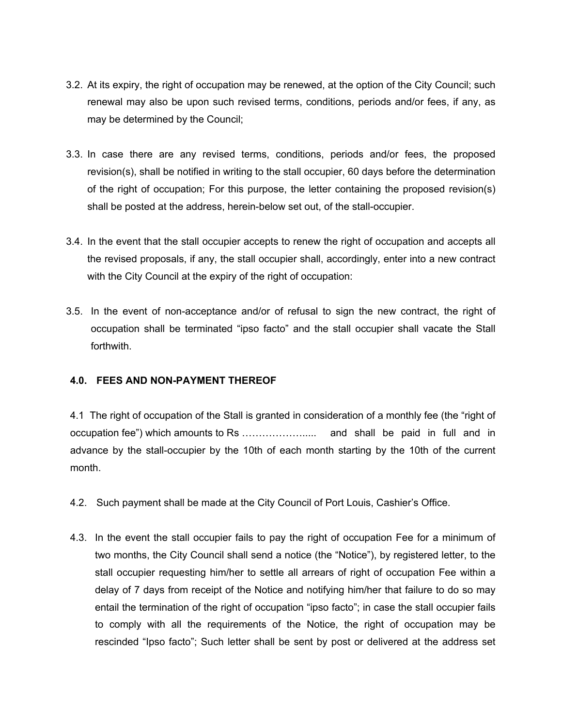3.2. At its expiry, the right of occupation may be renewed, at the option of the City Council; such renewal may also be upon such revised terms, conditions, periods and/or fees, if any, as may be determined by the Council;

3.3. In case there are any revised terms, conditions, periods and/or fees, the proposed revision(s), shall be notified in writing to the stall occupier, 60 days before the determination of the right of occupation; For this purpose, the letter containing the proposed revision(s) shall be posted at the address, herein-below set out, of the stall-occupier.

3.4. In the event that the stall occupier accepts to renew the right of occupation and accepts all the revised proposals, if any, the stall occupier shall, accordingly, enter into a new contract with the City Council at the expiry of the right of occupation:

3.5. In the event of non-acceptance and/or of refusal to sign the new contract, the right of occupation shall be terminated “ipso facto” and the stall occupier shall vacate the Stall forthwith.

### 4.0. FEES AND NON-PAYMENT THEREOF

4.1 The right of occupation of the Stall is granted in consideration of a monthly fee (the “right of occupation fee”) which amounts to Rs …………………..  and shall be paid in full and in advance by the stall-occupier by the 10th of each month starting by the 10th of the current month.

4.2. Such payment shall be made at the City Council of Port Louis, Cashier’s Office.

4.3. In the event the stall occupier fails to pay the right of occupation Fee for a minimum of two months, the City Council shall send a notice (the “Notice”), by registered letter, to the stall occupier requesting him/her to settle all arrears of right of occupation Fee within a delay of 7 days from receipt of the Notice and notifying him/her that failure to do so may entail the termination of the right of occupation “ipso facto”; in case the stall occupier fails to comply with all the requirements of the Notice, the right of occupation may be rescinded “Ipso facto”; Such letter shall be sent by post or delivered at the address set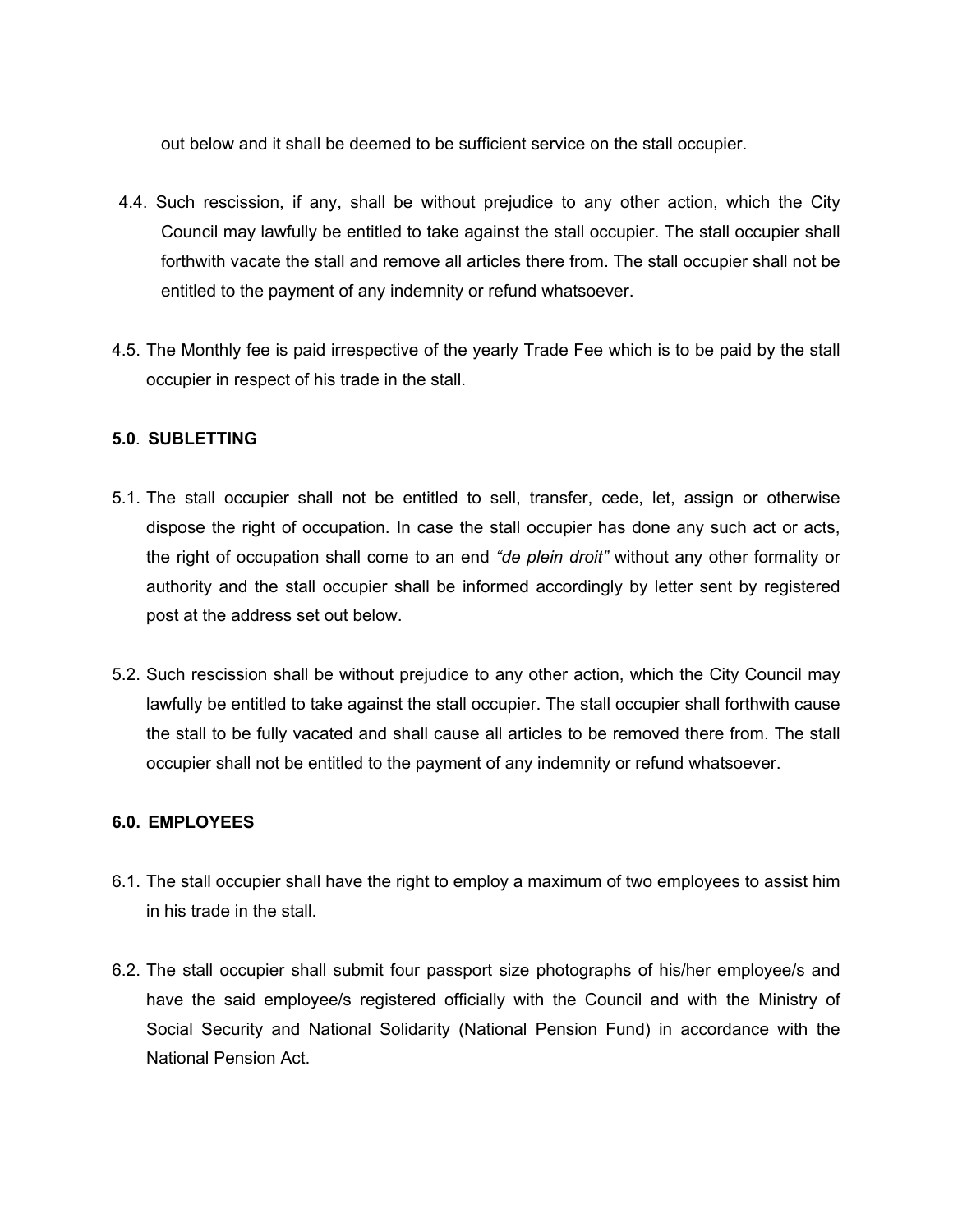out below and it shall be deemed to be sufficient service on the stall occupier.

4.4. Such rescission, if any, shall be without prejudice to any other action, which the City Council may lawfully be entitled to take against the stall occupier. The stall occupier shall forthwith vacate the stall and remove all articles there from. The stall occupier shall not be entitled to the payment of any indemnity or refund whatsoever.

4.5. The Monthly fee is paid irrespective of the yearly Trade Fee which is to be paid by the stall occupier in respect of his trade in the stall.

**5.0. SUBLETTING**

5.1. The stall occupier shall not be entitled to sell, transfer, cede, let, assign or otherwise dispose the right of occupation. In case the stall occupier has done any such act or acts, the right of occupation shall come to an end *"de plein droit"* without any other formality or authority and the stall occupier shall be informed accordingly by letter sent by registered post at the address set out below.

5.2. Such rescission shall be without prejudice to any other action, which the City Council may lawfully be entitled to take against the stall occupier. The stall occupier shall forthwith cause the stall to be fully vacated and shall cause all articles to be removed there from. The stall occupier shall not be entitled to the payment of any indemnity or refund whatsoever.

**6.0. EMPLOYEES**

6.1. The stall occupier shall have the right to employ a maximum of two employees to assist him in his trade in the stall.

6.2. The stall occupier shall submit four passport size photographs of his/her employee/s and have the said employee/s registered officially with the Council and with the Ministry of Social Security and National Solidarity (National Pension Fund) in accordance with the National Pension Act.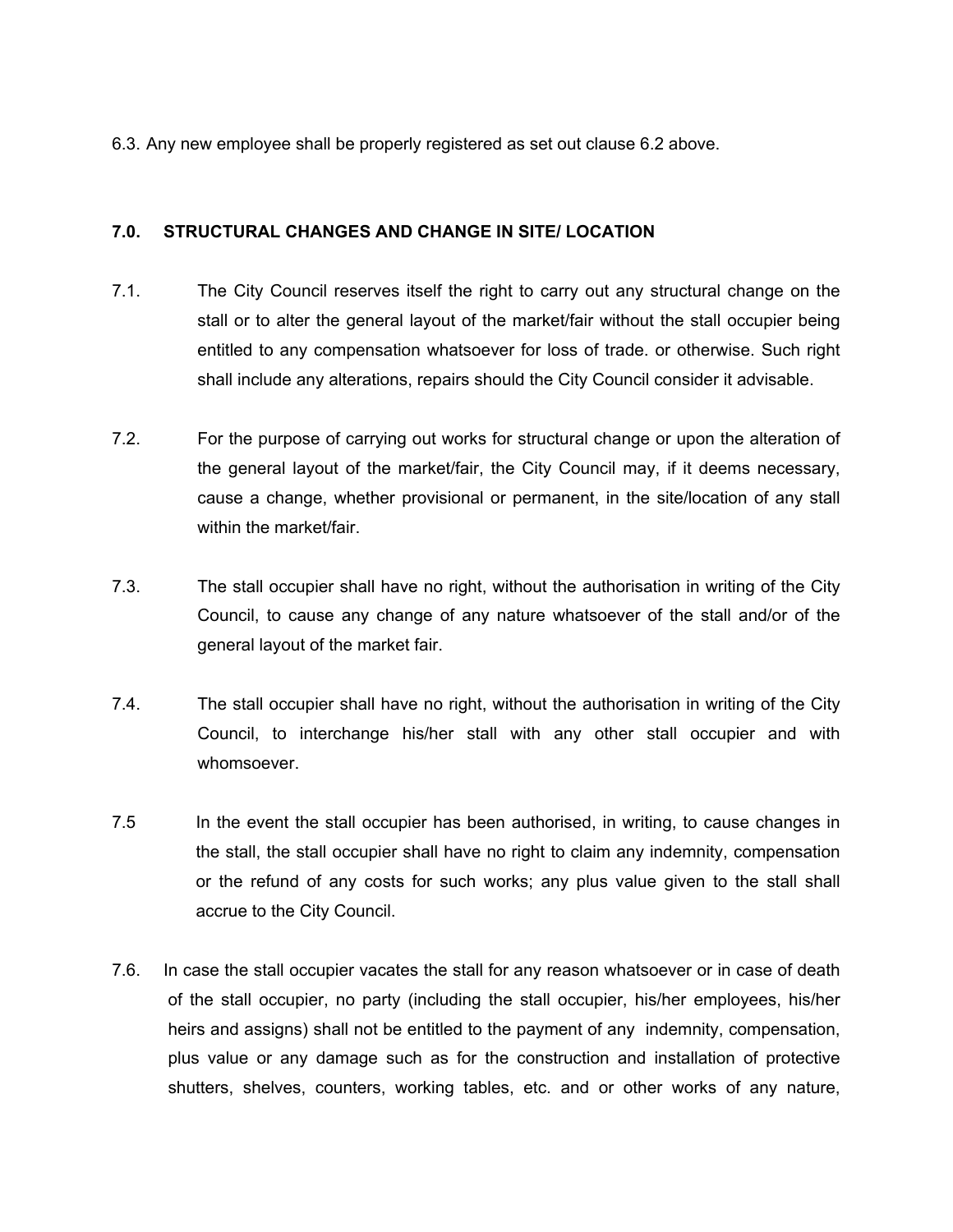6.3. Any new employee shall be properly registered as set out clause 6.2 above.

## 7.0. STRUCTURAL CHANGES AND CHANGE IN SITE/ LOCATION

7.1. The City Council reserves itself the right to carry out any structural change on the stall or to alter the general layout of the market/fair without the stall occupier being entitled to any compensation whatsoever for loss of trade. or otherwise. Such right shall include any alterations, repairs should the City Council consider it advisable.

7.2. For the purpose of carrying out works for structural change or upon the alteration of the general layout of the market/fair, the City Council may, if it deems necessary, cause a change, whether provisional or permanent, in the site/location of any stall within the market/fair.

7.3. The stall occupier shall have no right, without the authorisation in writing of the City Council, to cause any change of any nature whatsoever of the stall and/or of the general layout of the market fair.

7.4. The stall occupier shall have no right, without the authorisation in writing of the City Council, to interchange his/her stall with any other stall occupier and with whomsoever.

7.5 In the event the stall occupier has been authorised, in writing, to cause changes in the stall, the stall occupier shall have no right to claim any indemnity, compensation or the refund of any costs for such works; any plus value given to the stall shall accrue to the City Council.

7.6. In case the stall occupier vacates the stall for any reason whatsoever or in case of death of the stall occupier, no party (including the stall occupier, his/her employees, his/her heirs and assigns) shall not be entitled to the payment of any indemnity, compensation, plus value or any damage such as for the construction and installation of protective shutters, shelves, counters, working tables, etc. and or other works of any nature,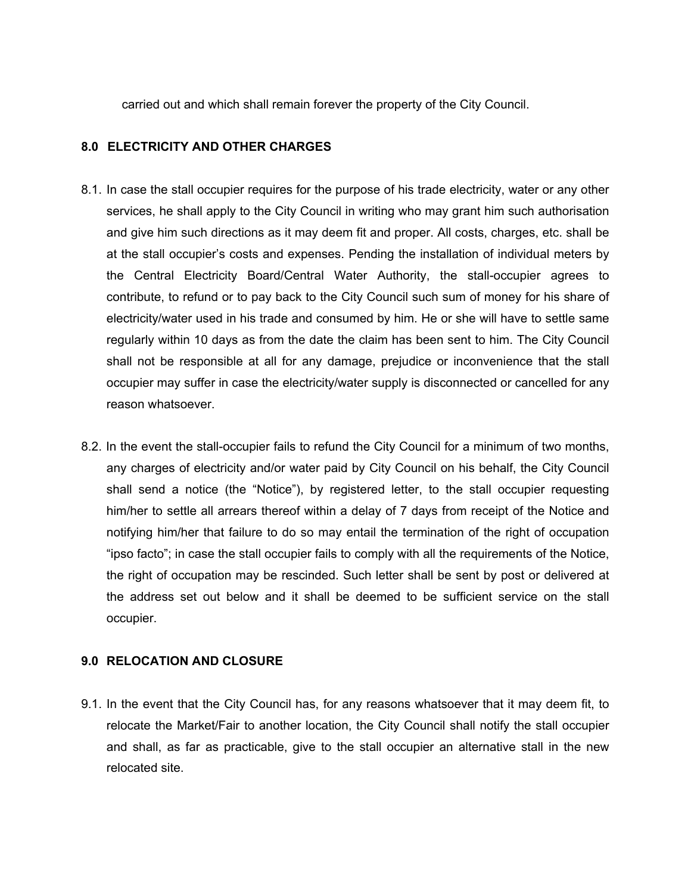carried out and which shall remain forever the property of the City Council.

## 8.0 ELECTRICITY AND OTHER CHARGES

8.1. In case the stall occupier requires for the purpose of his trade electricity, water or any other services, he shall apply to the City Council in writing who may grant him such authorisation and give him such directions as it may deem fit and proper. All costs, charges, etc. shall be at the stall occupier's costs and expenses. Pending the installation of individual meters by the Central Electricity Board/Central Water Authority, the stall-occupier agrees to contribute, to refund or to pay back to the City Council such sum of money for his share of electricity/water used in his trade and consumed by him. He or she will have to settle same regularly within 10 days as from the date the claim has been sent to him. The City Council shall not be responsible at all for any damage, prejudice or inconvenience that the stall occupier may suffer in case the electricity/water supply is disconnected or cancelled for any reason whatsoever.

8.2. In the event the stall-occupier fails to refund the City Council for a minimum of two months, any charges of electricity and/or water paid by City Council on his behalf, the City Council shall send a notice (the "Notice"), by registered letter, to the stall occupier requesting him/her to settle all arrears thereof within a delay of 7 days from receipt of the Notice and notifying him/her that failure to do so may entail the termination of the right of occupation "ipso facto"; in case the stall occupier fails to comply with all the requirements of the Notice, the right of occupation may be rescinded. Such letter shall be sent by post or delivered at the address set out below and it shall be deemed to be sufficient service on the stall occupier.

## 9.0 RELOCATION AND CLOSURE

9.1. In the event that the City Council has, for any reasons whatsoever that it may deem fit, to relocate the Market/Fair to another location, the City Council shall notify the stall occupier and shall, as far as practicable, give to the stall occupier an alternative stall in the new relocated site.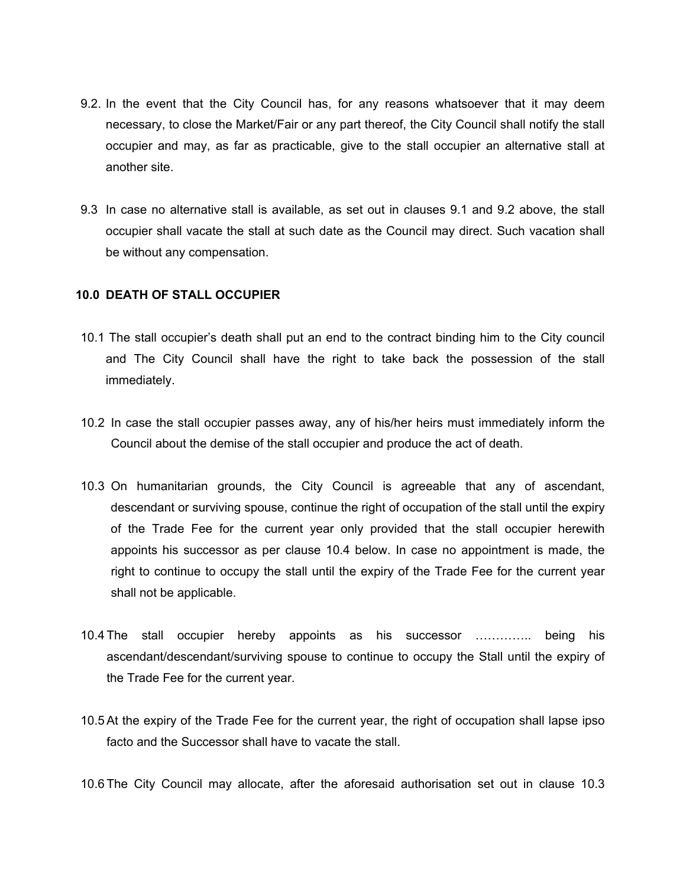9.2. In the event that the City Council has, for any reasons whatsoever that it may deem necessary, to close the Market/Fair or any part thereof, the City Council shall notify the stall occupier and may, as far as practicable, give to the stall occupier an alternative stall at another site.

9.3 In case no alternative stall is available, as set out in clauses 9.1 and 9.2 above, the stall occupier shall vacate the stall at such date as the Council may direct. Such vacation shall be without any compensation.

## 10.0 DEATH OF STALL OCCUPIER

10.1 The stall occupier's death shall put an end to the contract binding him to the City council and The City Council shall have the right to take back the possession of the stall immediately.

10.2 In case the stall occupier passes away, any of his/her heirs must immediately inform the Council about the demise of the stall occupier and produce the act of death.

10.3 On humanitarian grounds, the City Council is agreeable that any of ascendant, descendant or surviving spouse, continue the right of occupation of the stall until the expiry of the Trade Fee for the current year only provided that the stall occupier herewith appoints his successor as per clause 10.4 below. In case no appointment is made, the right to continue to occupy the stall until the expiry of the Trade Fee for the current year shall not be applicable.

10.4 The stall occupier hereby appoints as his successor ………….. being his ascendant/descendant/surviving spouse to continue to occupy the Stall until the expiry of the Trade Fee for the current year.

10.5 At the expiry of the Trade Fee for the current year, the right of occupation shall lapse ipso facto and the Successor shall have to vacate the stall.

10.6 The City Council may allocate, after the aforesaid authorisation set out in clause 10.3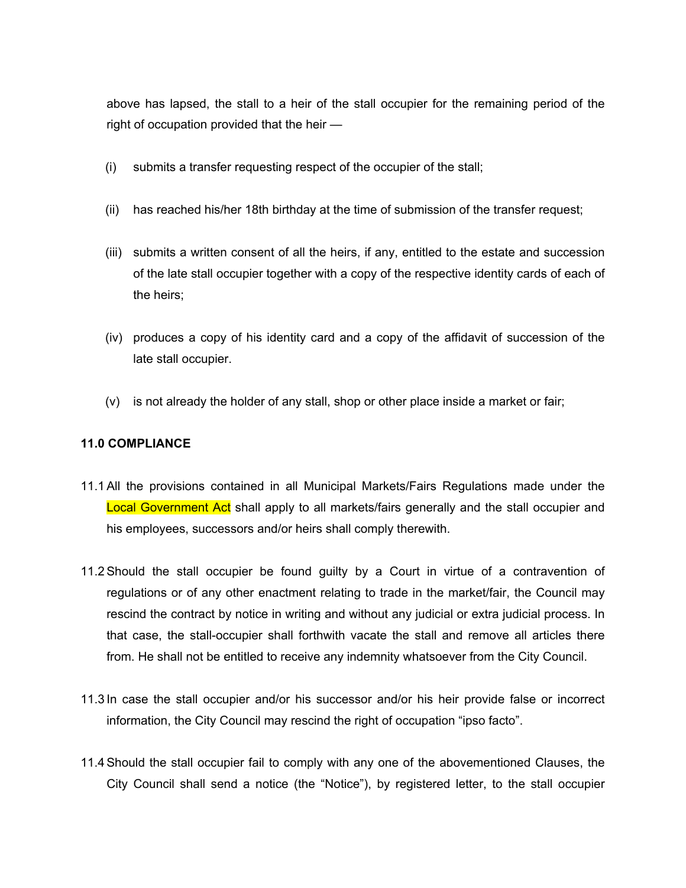above has lapsed, the stall to a heir of the stall occupier for the remaining period of the right of occupation provided that the heir —

(i) submits a transfer requesting respect of the occupier of the stall;

(ii) has reached his/her 18th birthday at the time of submission of the transfer request;

(iii) submits a written consent of all the heirs, if any, entitled to the estate and succession of the late stall occupier together with a copy of the respective identity cards of each of the heirs;

(iv) produces a copy of his identity card and a copy of the affidavit of succession of the late stall occupier.

(v) is not already the holder of any stall, shop or other place inside a market or fair;

**11.0 COMPLIANCE**

11.1 All the provisions contained in all Municipal Markets/Fairs Regulations made under the Local Government Act shall apply to all markets/fairs generally and the stall occupier and his employees, successors and/or heirs shall comply therewith.

11.2 Should the stall occupier be found guilty by a Court in virtue of a contravention of regulations or of any other enactment relating to trade in the market/fair, the Council may rescind the contract by notice in writing and without any judicial or extra judicial process. In that case, the stall-occupier shall forthwith vacate the stall and remove all articles there from. He shall not be entitled to receive any indemnity whatsoever from the City Council.

11.3 In case the stall occupier and/or his successor and/or his heir provide false or incorrect information, the City Council may rescind the right of occupation "ipso facto".

11.4 Should the stall occupier fail to comply with any one of the abovementioned Clauses, the City Council shall send a notice (the "Notice"), by registered letter, to the stall occupier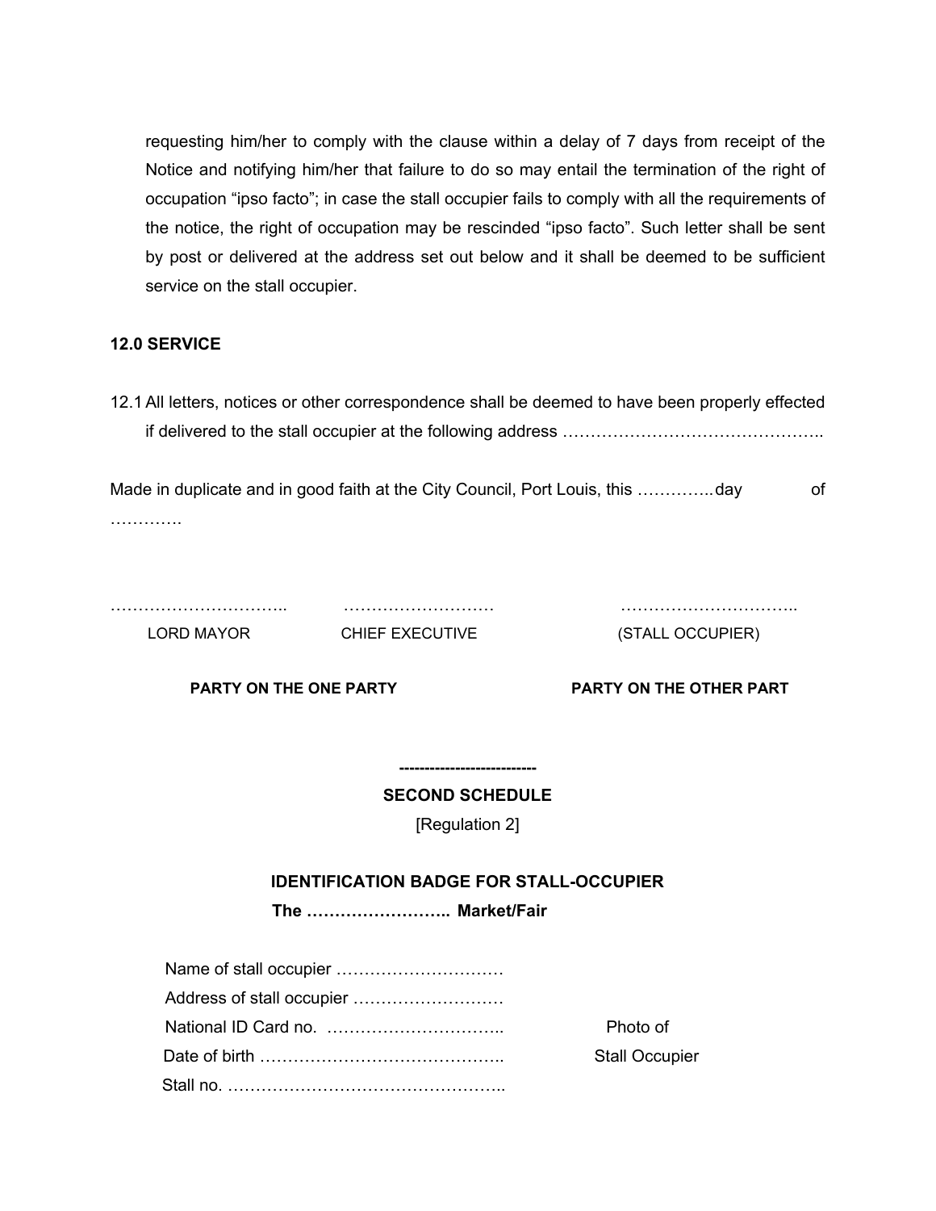requesting him/her to comply with the clause within a delay of 7 days from receipt of the Notice and notifying him/her that failure to do so may entail the termination of the right of occupation "ipso facto"; in case the stall occupier fails to comply with all the requirements of the notice, the right of occupation may be rescinded "ipso facto". Such letter shall be sent by post or delivered at the address set out below and it shall be deemed to be sufficient service on the stall occupier.

**12.0 SERVICE**

12.1 All letters, notices or other correspondence shall be deemed to have been properly effected if delivered to the stall occupier at the following address ………………………………………..

Made in duplicate and in good faith at the City Council, Port Louis, this …………..day of ………….

| ………………………….. | …………………….. | ………………………….. |
|---|---|---|
| LORD MAYOR | CHIEF EXECUTIVE | (STALL OCCUPIER) |

**PARTY ON THE ONE PARTY** **PARTY ON THE OTHER PART**

**--------------------------**

**SECOND SCHEDULE**

[Regulation 2]

**IDENTIFICATION BADGE FOR STALL-OCCUPIER**

**The …………………….. Market/Fair**

Name of stall occupier …………………………
Address of stall occupier ………………………
National ID Card no. …………………………..
Date of birth ……………………………………..
Stall no. …………………………………………..

Photo of
Stall Occupier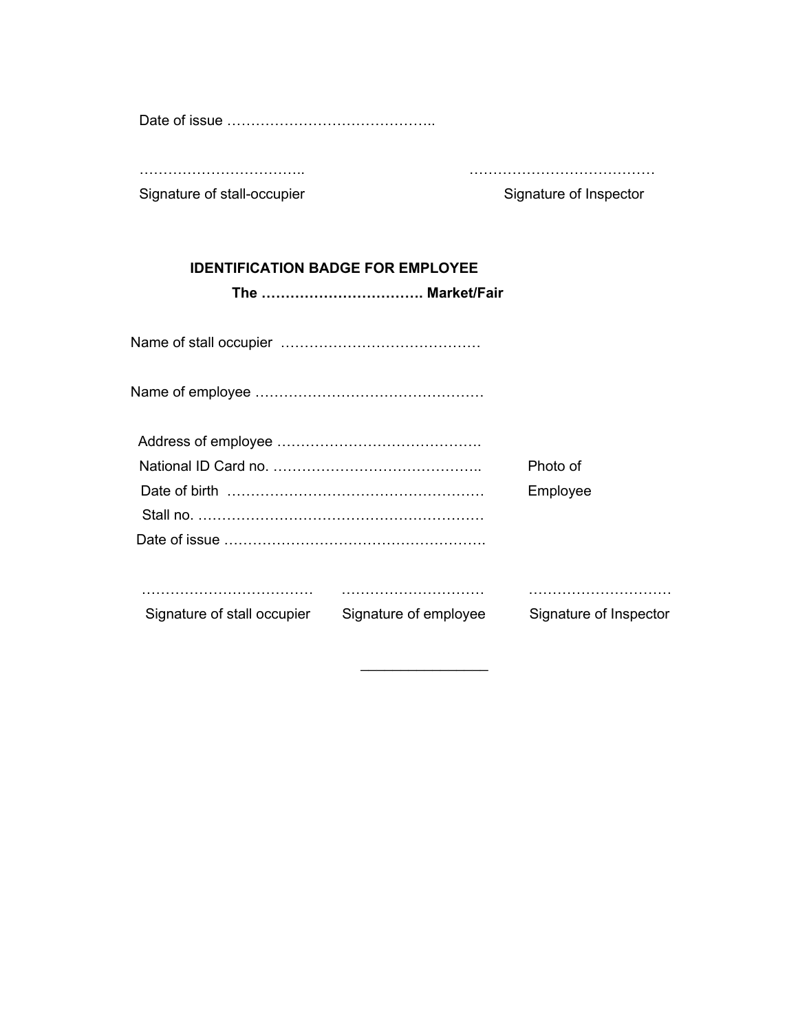Date of issue ……………………………………..

…………………………….. ………………………………… 
Signature of stall-occupier Signature of Inspector

**IDENTIFICATION BADGE FOR EMPLOYEE**

**The …………………………… Market/Fair**

Name of stall occupier ……………………………………

Name of employee …………………………………………

Address of employee …………………………………….

National ID Card no. ……………………………………..

Date of birth ………………………………………………

Stall no. ……………………………………………………

Date of issue ……………………………………………….

Photo of Employee

……………………………… ………………………… …………………………
Signature of stall occupier Signature of employee Signature of Inspector

_______________